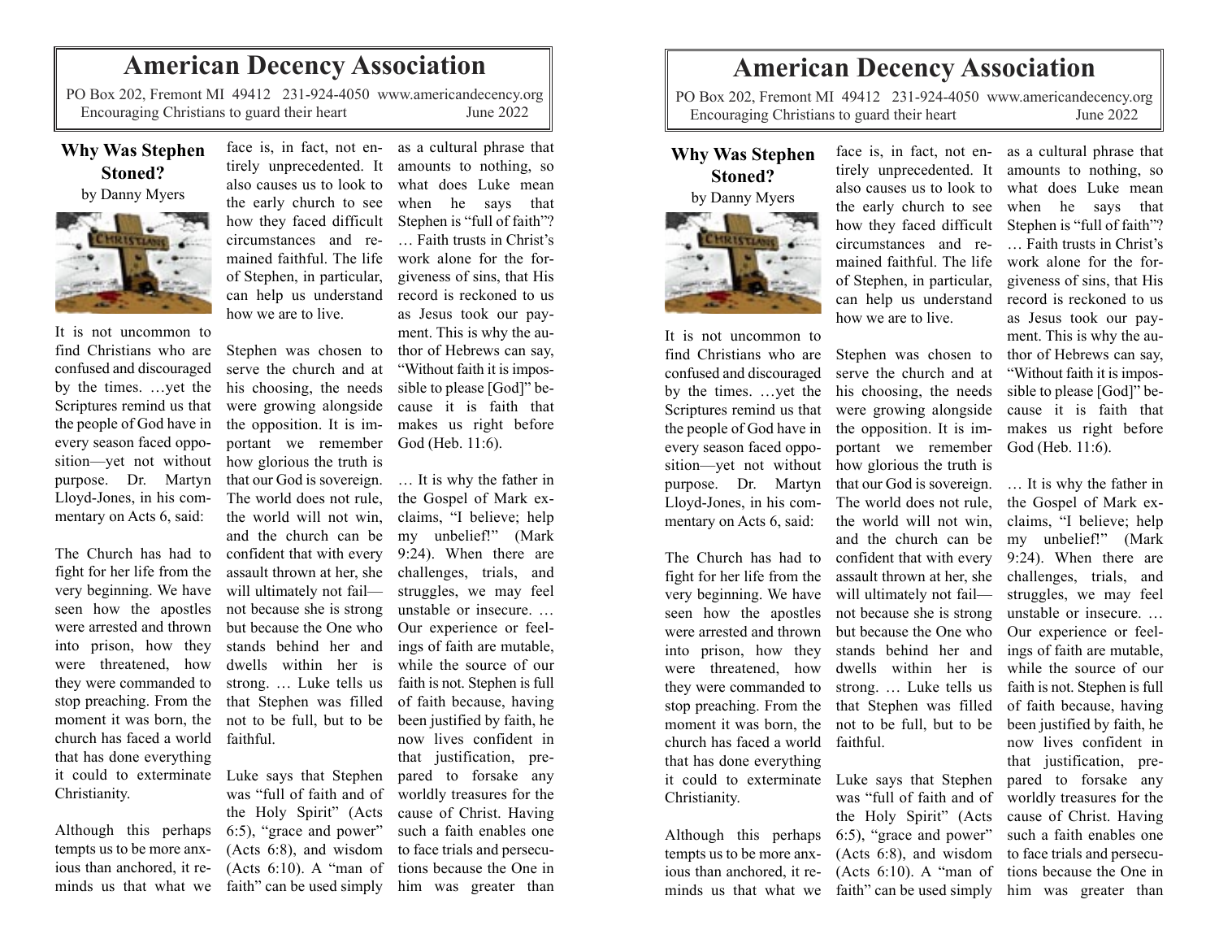# American Decency Association

PO Box 202, Fremont MI 49412 231-924-4050 www.americandecency.org
Encouraging Christians to guard their heart June 2022

## Why Was Stephen Stoned?

by Danny Myers

It is not uncommon to find Christians who are confused and discouraged by the times. …yet the Scriptures remind us that the people of God have in every season faced opposition—yet not without purpose. Dr. Martyn Lloyd-Jones, in his commentary on Acts 6, said:

The Church has had to fight for her life from the very beginning. We have seen how the apostles were arrested and thrown into prison, how they were threatened, how they were commanded to stop preaching. From the moment it was born, the church has faced a world that has done everything it could to exterminate Christianity.

Although this perhaps tempts us to be more anxious than anchored, it reminds us that what we face is, in fact, not entirely unprecedented. It also causes us to look to the early church to see how they faced difficult circumstances and remained faithful. The life of Stephen, in particular, can help us understand how we are to live.

Stephen was chosen to serve the church and at his choosing, the needs were growing alongside the opposition. It is important we remember how glorious the truth is that our God is sovereign. The world does not rule, the world will not win, and the church can be confident that with every assault thrown at her, she will ultimately not fail—not because she is strong but because the One who stands behind her and dwells within her is strong. … Luke tells us that Stephen was filled not to be full, but to be faithful.

Luke says that Stephen was "full of faith and of the Holy Spirit" (Acts 6:5), "grace and power" (Acts 6:8), and wisdom (Acts 6:10). A "man of faith" can be used simply as a cultural phrase that amounts to nothing, so what does Luke mean when he says that Stephen is "full of faith"? … Faith trusts in Christ's work alone for the forgiveness of sins, that His record is reckoned to us as Jesus took our payment. This is why the author of Hebrews can say, "Without faith it is impossible to please [God]" because it is faith that makes us right before God (Heb. 11:6).

… It is why the father in the Gospel of Mark exclaims, "I believe; help my unbelief!" (Mark 9:24). When there are challenges, trials, and struggles, we may feel unstable or insecure. … Our experience or feelings of faith are mutable, while the source of our faith is not. Stephen is full of faith because, having been justified by faith, he now lives confident in that justification, prepared to forsake any worldly treasures for the cause of Christ. Having such a faith enables one to face trials and persecutions because the One in him was greater than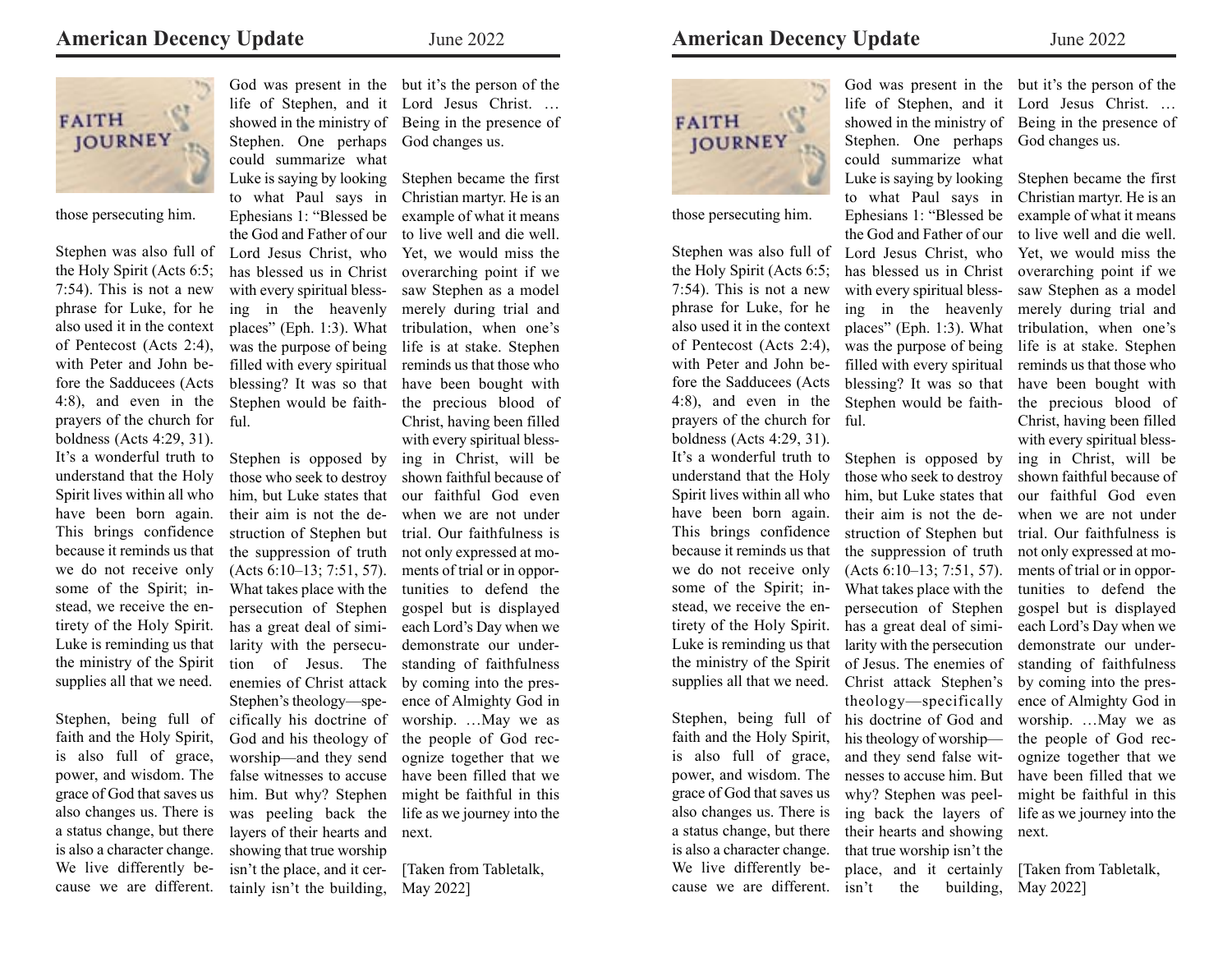those persecuting him.

Stephen was also full of the Holy Spirit (Acts 6:5; 7:54). This is not a new phrase for Luke, for he also used it in the context of Pentecost (Acts 2:4), with Peter and John before the Sadducees (Acts 4:8), and even in the prayers of the church for boldness (Acts 4:29, 31). It's a wonderful truth to understand that the Holy Spirit lives within all who have been born again. This brings confidence because it reminds us that we do not receive only some of the Spirit; instead, we receive the entirety of the Holy Spirit. Luke is reminding us that the ministry of the Spirit supplies all that we need.

Stephen, being full of faith and the Holy Spirit, is also full of grace, power, and wisdom. The grace of God that saves us also changes us. There is a status change, but there is also a character change. We live differently because we are different. God was present in the life of Stephen, and it showed in the ministry of Stephen. One perhaps could summarize what Luke is saying by looking to what Paul says in Ephesians 1: "Blessed be the God and Father of our Lord Jesus Christ, who has blessed us in Christ with every spiritual blessing in the heavenly places" (Eph. 1:3). What was the purpose of being filled with every spiritual blessing? It was so that Stephen would be faithful.

Stephen is opposed by those who seek to destroy him, but Luke states that their aim is not the destruction of Stephen but the suppression of truth (Acts 6:10–13; 7:51, 57). What takes place with the persecution of Stephen has a great deal of similarity with the persecution of Jesus. The enemies of Christ attack Stephen's theology—specifically his doctrine of God and his theology of worship—and they send false witnesses to accuse him. But why? Stephen was peeling back the layers of their hearts and showing that true worship isn't the place, and it certainly isn't the building, but it's the person of the Lord Jesus Christ. … Being in the presence of God changes us.

Stephen became the first Christian martyr. He is an example of what it means to live well and die well. Yet, we would miss the overarching point if we saw Stephen as a model merely during trial and tribulation, when one's life is at stake. Stephen reminds us that those who have been bought with the precious blood of Christ, having been filled with every spiritual blessing in Christ, will be shown faithful because of our faithful God even when we are not under trial. Our faithfulness is not only expressed at moments of trial or in opportunities to defend the gospel but is displayed each Lord's Day when we demonstrate our understanding of faithfulness by coming into the presence of Almighty God in worship. …May we as the people of God recognize together that we have been filled that we might be faithful in this life as we journey into the next.

[Taken from Tabletalk, May 2022]